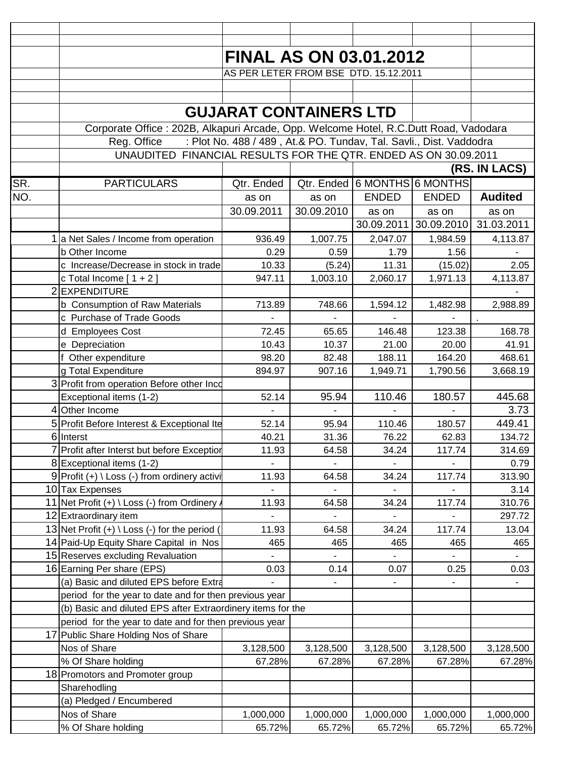**FINAL AS ON 03.01.2012**

AS PER LETER FROM BSE DTD. 15.12.2011

# GUJARAT CONTAINERS LTD

Corporate Office : 202B, Alkapuri Arcade, Opp. Welcome Hotel, R.C.Dutt Road, Vadodara

Reg. Office : Plot No. 488 / 489 , At.& PO. Tundav, Tal. Savli., Dist. Vaddodra

UNAUDITED FINANCIAL RESULTS FOR THE QTR. ENDED AS ON 30.09.2011

**(RS. IN LACS)**

| SR. NO. | PARTICULARS | Qtr. Ended as on 30.09.2011 | Qtr. Ended as on 30.09.2010 | 6 MONTHS ENDED as on 30.09.2011 | 6 MONTHS ENDED as on 30.09.2010 | **Audited** as on 31.03.2011 |
|---|---|---|---|---|---|---|
| 1 | a Net Sales / Income from operation | 936.49 | 1,007.75 | 2,047.07 | 1,984.59 | 4,113.87 |
| | b Other Income | 0.29 | 0.59 | 1.79 | 1.56 | - |
| | c Increase/Decrease in stock in trade | 10.33 | (5.24) | 11.31 | (15.02) | 2.05 |
| | c Total Income [ 1 + 2 ] | 947.11 | 1,003.10 | 2,060.17 | 1,971.13 | 4,113.87 |
| 2 | EXPENDITURE | | | | | - |
| | b Consumption of Raw Materials | 713.89 | 748.66 | 1,594.12 | 1,482.98 | 2,988.89 |
| | c Purchase of Trade Goods | - | - | - | - | . |
| | d Employees Cost | 72.45 | 65.65 | 146.48 | 123.38 | 168.78 |
| | e Depreciation | 10.43 | 10.37 | 21.00 | 20.00 | 41.91 |
| | f Other expenditure | 98.20 | 82.48 | 188.11 | 164.20 | 468.61 |
| | g Total Expenditure | 894.97 | 907.16 | 1,949.71 | 1,790.56 | 3,668.19 |
| 3 | Profit from operation Before other Inco | | | | | |
| | Exceptional items (1-2) | 52.14 | 95.94 | 110.46 | 180.57 | 445.68 |
| 4 | Other Income | - | - | - | - | 3.73 |
| 5 | Profit Before Interest & Exceptional Ite | 52.14 | 95.94 | 110.46 | 180.57 | 449.41 |
| 6 | Interst | 40.21 | 31.36 | 76.22 | 62.83 | 134.72 |
| 7 | Profit after Interst but before Exceptior | 11.93 | 64.58 | 34.24 | 117.74 | 314.69 |
| 8 | Exceptional items (1-2) | - | - | - | - | 0.79 |
| 9 | Profit (+) \ Loss (-) from ordinery activi | 11.93 | 64.58 | 34.24 | 117.74 | 313.90 |
| 10 | Tax Expenses | - | - | - | - | 3.14 |
| 11 | Net Profit (+) \ Loss (-) from Ordinery A | 11.93 | 64.58 | 34.24 | 117.74 | 310.76 |
| 12 | Extraordinary item | - | - | - | - | 297.72 |
| 13 | Net Profit (+) \ Loss (-) for the period ( | 11.93 | 64.58 | 34.24 | 117.74 | 13.04 |
| 14 | Paid-Up Equity Share Capital in Nos | 465 | 465 | 465 | 465 | 465 |
| 15 | Reserves excluding Revaluation | - | - | - | - | - |
| 16 | Earning Per share (EPS) | 0.03 | 0.14 | 0.07 | 0.25 | 0.03 |
| | (a) Basic and diluted EPS before Extra | - | - | - | - | - |
| | period for the year to date and for then previous year | | | | | |
| | (b) Basic and diluted EPS after Extraordinery items for the | | | | | |
| | period for the year to date and for then previous year | | | | | |
| 17 | Public Share Holding Nos of Share | | | | | |
| | Nos of Share | 3,128,500 | 3,128,500 | 3,128,500 | 3,128,500 | 3,128,500 |
| | % Of Share holding | 67.28% | 67.28% | 67.28% | 67.28% | 67.28% |
| 18 | Promotors and Promoter group | | | | | |
| | Sharehodling | | | | | |
| | (a) Pledged / Encumbered | | | | | |
| | Nos of Share | 1,000,000 | 1,000,000 | 1,000,000 | 1,000,000 | 1,000,000 |
| | % Of Share holding | 65.72% | 65.72% | 65.72% | 65.72% | 65.72% |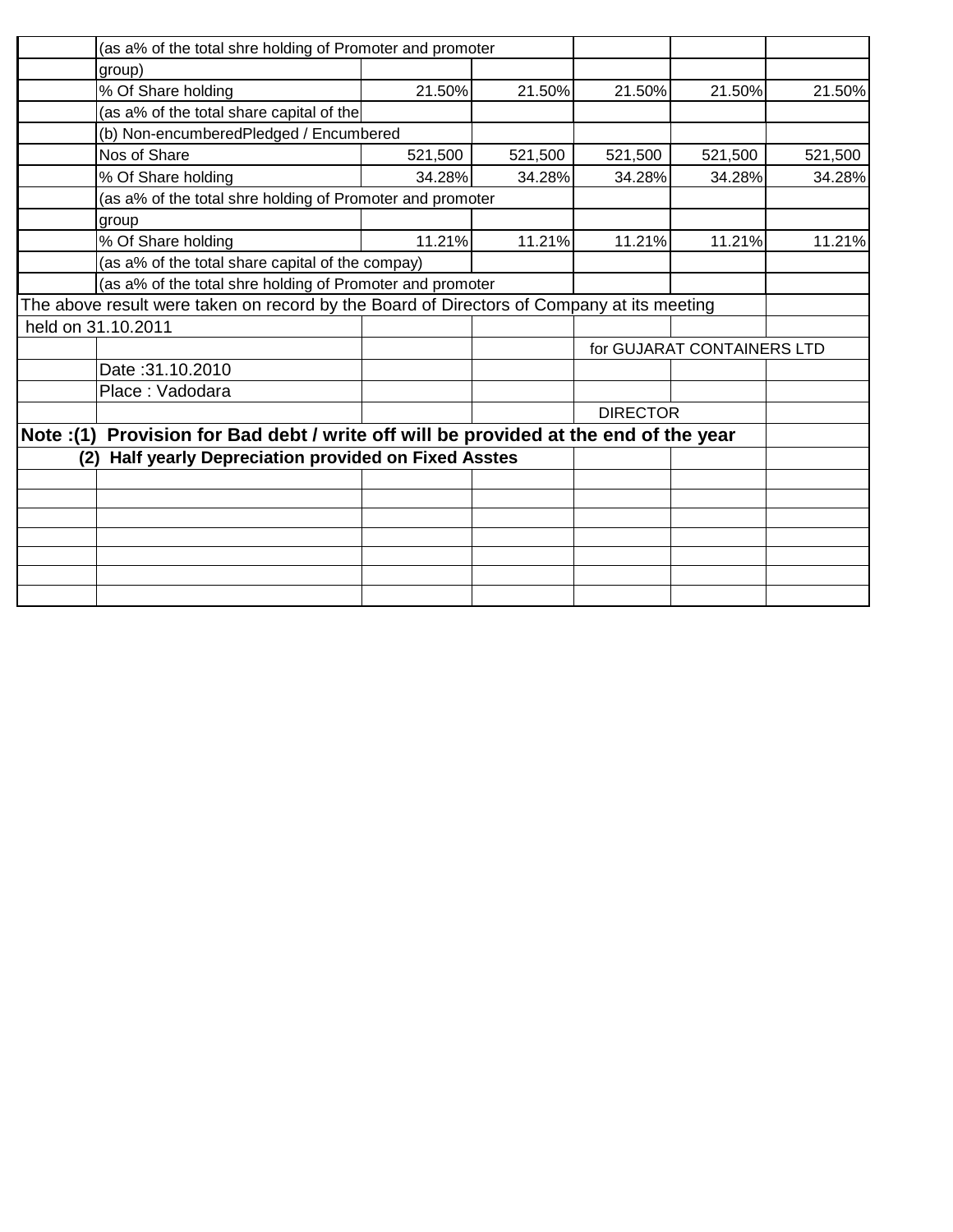| | | | | | | |
|---|---|---|---|---|---|---|
| | (as a% of the total shre holding of Promoter and promoter | | | | | |
| | group) | | | | | |
| | % Of Share holding | 21.50% | 21.50% | 21.50% | 21.50% | 21.50% |
| | (as a% of the total share capital of the | | | | | |
| | (b) Non-encumberedPledged / Encumbered | | | | | |
| | Nos of Share | 521,500 | 521,500 | 521,500 | 521,500 | 521,500 |
| | % Of Share holding | 34.28% | 34.28% | 34.28% | 34.28% | 34.28% |
| | (as a% of the total shre holding of Promoter and promoter | | | | | |
| | group | | | | | |
| | % Of Share holding | 11.21% | 11.21% | 11.21% | 11.21% | 11.21% |
| | (as a% of the total share capital of the compay) | | | | | |
| | (as a% of the total shre holding of Promoter and promoter | | | | | |

The above result were taken on record by the Board of Directors of Company at its meeting held on 31.10.2011

for GUJARAT CONTAINERS LTD

Date :31.10.2010

Place : Vadodara

DIRECTOR

**Note :(1) Provision for Bad debt / write off will be provided at the end of the year**

**(2) Half yearly Depreciation provided on Fixed Asstes**